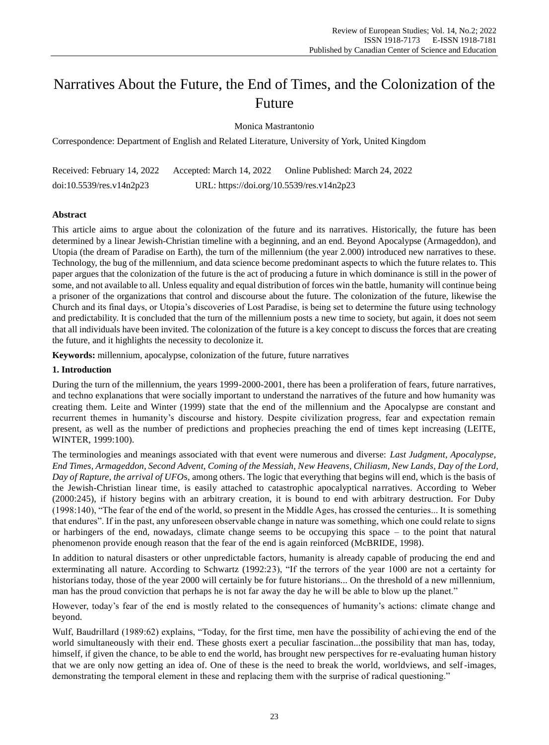# Narratives About the Future, the End of Times, and the Colonization of the Future

Monica Mastrantonio

Correspondence: Department of English and Related Literature, University of York, United Kingdom

Received: February 14, 2022 Accepted: March 14, 2022 Online Published: March 24, 2022

doi:10.5539/res.v14n2p23 URL: https://doi.org/10.5539/res.v14n2p23

## Abstract

This article aims to argue about the colonization of the future and its narratives. Historically, the future has been determined by a linear Jewish-Christian timeline with a beginning, and an end. Beyond Apocalypse (Armageddon), and Utopia (the dream of Paradise on Earth), the turn of the millennium (the year 2.000) introduced new narratives to these. Technology, the bug of the millennium, and data science become predominant aspects to which the future relates to. This paper argues that the colonization of the future is the act of producing a future in which dominance is still in the power of some, and not available to all. Unless equality and equal distribution of forces win the battle, humanity will continue being a prisoner of the organizations that control and discourse about the future. The colonization of the future, likewise the Church and its final days, or Utopia's discoveries of Lost Paradise, is being set to determine the future using technology and predictability. It is concluded that the turn of the millennium posts a new time to society, but again, it does not seem that all individuals have been invited. The colonization of the future is a key concept to discuss the forces that are creating the future, and it highlights the necessity to decolonize it.

**Keywords:** millennium, apocalypse, colonization of the future, future narratives

## 1. Introduction

During the turn of the millennium, the years 1999-2000-2001, there has been a proliferation of fears, future narratives, and techno explanations that were socially important to understand the narratives of the future and how humanity was creating them. Leite and Winter (1999) state that the end of the millennium and the Apocalypse are constant and recurrent themes in humanity's discourse and history. Despite civilization progress, fear and expectation remain present, as well as the number of predictions and prophecies preaching the end of times kept increasing (LEITE, WINTER, 1999:100).

The terminologies and meanings associated with that event were numerous and diverse: *Last Judgment, Apocalypse, End Times, Armageddon, Second Advent, Coming of the Messiah, New Heavens, Chiliasm, New Lands, Day of the Lord, Day of Rapture, the arrival of UFOs*, among others. The logic that everything that begins will end, which is the basis of the Jewish-Christian linear time, is easily attached to catastrophic apocalyptical narratives. According to Weber (2000:245), if history begins with an arbitrary creation, it is bound to end with arbitrary destruction. For Duby (1998:140), "The fear of the end of the world, so present in the Middle Ages, has crossed the centuries... It is something that endures". If in the past, any unforeseen observable change in nature was something, which one could relate to signs or harbingers of the end, nowadays, climate change seems to be occupying this space – to the point that natural phenomenon provide enough reason that the fear of the end is again reinforced (McBRIDE, 1998).

In addition to natural disasters or other unpredictable factors, humanity is already capable of producing the end and exterminating all nature. According to Schwartz (1992:23), "If the terrors of the year 1000 are not a certainty for historians today, those of the year 2000 will certainly be for future historians... On the threshold of a new millennium, man has the proud conviction that perhaps he is not far away the day he will be able to blow up the planet."

However, today's fear of the end is mostly related to the consequences of humanity's actions: climate change and beyond.

Wulf, Baudrillard (1989:62) explains, "Today, for the first time, men have the possibility of achieving the end of the world simultaneously with their end. These ghosts exert a peculiar fascination...the possibility that man has, today, himself, if given the chance, to be able to end the world, has brought new perspectives for re-evaluating human history that we are only now getting an idea of. One of these is the need to break the world, worldviews, and self-images, demonstrating the temporal element in these and replacing them with the surprise of radical questioning."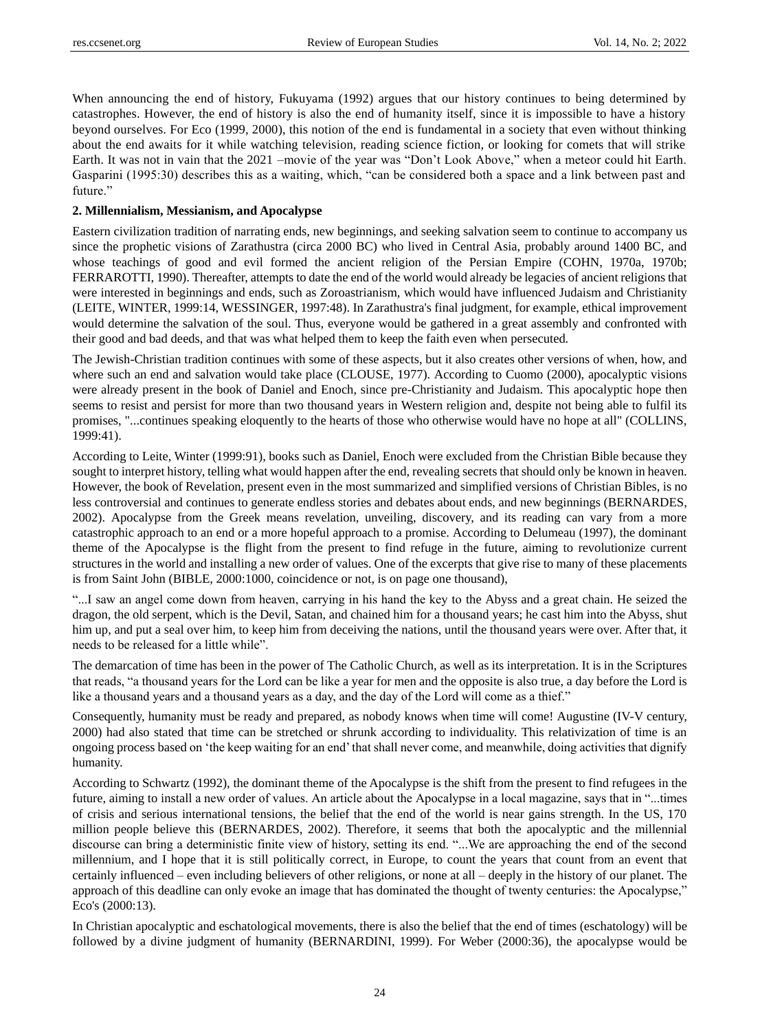When announcing the end of history, Fukuyama (1992) argues that our history continues to being determined by catastrophes. However, the end of history is also the end of humanity itself, since it is impossible to have a history beyond ourselves. For Eco (1999, 2000), this notion of the end is fundamental in a society that even without thinking about the end awaits for it while watching television, reading science fiction, or looking for comets that will strike Earth. It was not in vain that the 2021 –movie of the year was "Don't Look Above," when a meteor could hit Earth. Gasparini (1995:30) describes this as a waiting, which, "can be considered both a space and a link between past and future."

**2. Millennialism, Messianism, and Apocalypse**

Eastern civilization tradition of narrating ends, new beginnings, and seeking salvation seem to continue to accompany us since the prophetic visions of Zarathustra (circa 2000 BC) who lived in Central Asia, probably around 1400 BC, and whose teachings of good and evil formed the ancient religion of the Persian Empire (COHN, 1970a, 1970b; FERRAROTTI, 1990). Thereafter, attempts to date the end of the world would already be legacies of ancient religions that were interested in beginnings and ends, such as Zoroastrianism, which would have influenced Judaism and Christianity (LEITE, WINTER, 1999:14, WESSINGER, 1997:48). In Zarathustra's final judgment, for example, ethical improvement would determine the salvation of the soul. Thus, everyone would be gathered in a great assembly and confronted with their good and bad deeds, and that was what helped them to keep the faith even when persecuted.

The Jewish-Christian tradition continues with some of these aspects, but it also creates other versions of when, how, and where such an end and salvation would take place (CLOUSE, 1977). According to Cuomo (2000), apocalyptic visions were already present in the book of Daniel and Enoch, since pre-Christianity and Judaism. This apocalyptic hope then seems to resist and persist for more than two thousand years in Western religion and, despite not being able to fulfil its promises, "...continues speaking eloquently to the hearts of those who otherwise would have no hope at all" (COLLINS, 1999:41).

According to Leite, Winter (1999:91), books such as Daniel, Enoch were excluded from the Christian Bible because they sought to interpret history, telling what would happen after the end, revealing secrets that should only be known in heaven. However, the book of Revelation, present even in the most summarized and simplified versions of Christian Bibles, is no less controversial and continues to generate endless stories and debates about ends, and new beginnings (BERNARDES, 2002). Apocalypse from the Greek means revelation, unveiling, discovery, and its reading can vary from a more catastrophic approach to an end or a more hopeful approach to a promise. According to Delumeau (1997), the dominant theme of the Apocalypse is the flight from the present to find refuge in the future, aiming to revolutionize current structures in the world and installing a new order of values. One of the excerpts that give rise to many of these placements is from Saint John (BIBLE, 2000:1000, coincidence or not, is on page one thousand),

"...I saw an angel come down from heaven, carrying in his hand the key to the Abyss and a great chain. He seized the dragon, the old serpent, which is the Devil, Satan, and chained him for a thousand years; he cast him into the Abyss, shut him up, and put a seal over him, to keep him from deceiving the nations, until the thousand years were over. After that, it needs to be released for a little while".

The demarcation of time has been in the power of The Catholic Church, as well as its interpretation. It is in the Scriptures that reads, "a thousand years for the Lord can be like a year for men and the opposite is also true, a day before the Lord is like a thousand years and a thousand years as a day, and the day of the Lord will come as a thief."

Consequently, humanity must be ready and prepared, as nobody knows when time will come! Augustine (IV-V century, 2000) had also stated that time can be stretched or shrunk according to individuality. This relativization of time is an ongoing process based on 'the keep waiting for an end' that shall never come, and meanwhile, doing activities that dignify humanity.

According to Schwartz (1992), the dominant theme of the Apocalypse is the shift from the present to find refugees in the future, aiming to install a new order of values. An article about the Apocalypse in a local magazine, says that in "...times of crisis and serious international tensions, the belief that the end of the world is near gains strength. In the US, 170 million people believe this (BERNARDES, 2002). Therefore, it seems that both the apocalyptic and the millennial discourse can bring a deterministic finite view of history, setting its end. "...We are approaching the end of the second millennium, and I hope that it is still politically correct, in Europe, to count the years that count from an event that certainly influenced – even including believers of other religions, or none at all – deeply in the history of our planet. The approach of this deadline can only evoke an image that has dominated the thought of twenty centuries: the Apocalypse," Eco's (2000:13).

In Christian apocalyptic and eschatological movements, there is also the belief that the end of times (eschatology) will be followed by a divine judgment of humanity (BERNARDINI, 1999). For Weber (2000:36), the apocalypse would be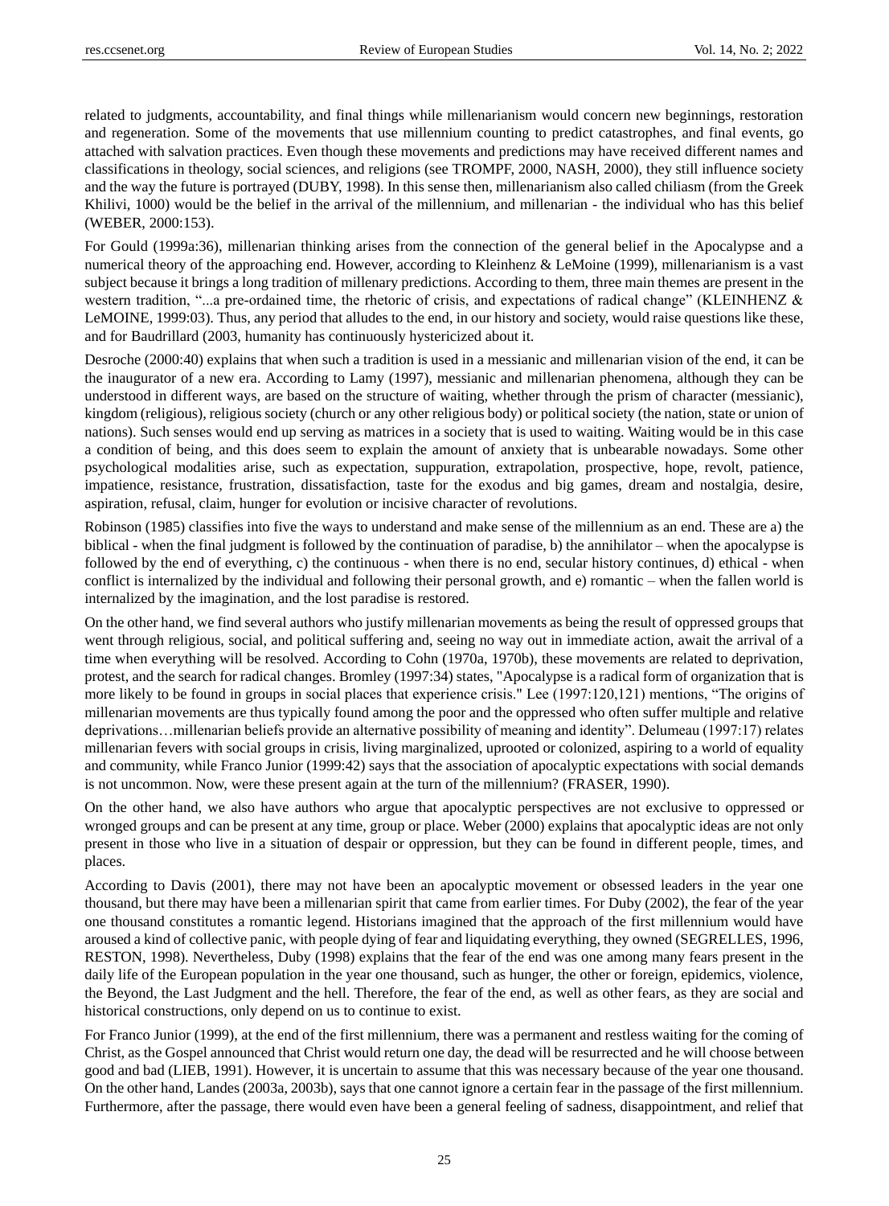related to judgments, accountability, and final things while millenarianism would concern new beginnings, restoration and regeneration. Some of the movements that use millennium counting to predict catastrophes, and final events, go attached with salvation practices. Even though these movements and predictions may have received different names and classifications in theology, social sciences, and religions (see TROMPF, 2000, NASH, 2000), they still influence society and the way the future is portrayed (DUBY, 1998). In this sense then, millenarianism also called chiliasm (from the Greek Khilivi, 1000) would be the belief in the arrival of the millennium, and millenarian - the individual who has this belief (WEBER, 2000:153).

For Gould (1999a:36), millenarian thinking arises from the connection of the general belief in the Apocalypse and a numerical theory of the approaching end. However, according to Kleinhenz & LeMoine (1999), millenarianism is a vast subject because it brings a long tradition of millenary predictions. According to them, three main themes are present in the western tradition, "...a pre-ordained time, the rhetoric of crisis, and expectations of radical change" (KLEINHENZ & LeMOINE, 1999:03). Thus, any period that alludes to the end, in our history and society, would raise questions like these, and for Baudrillard (2003, humanity has continuously hystericized about it.

Desroche (2000:40) explains that when such a tradition is used in a messianic and millenarian vision of the end, it can be the inaugurator of a new era. According to Lamy (1997), messianic and millenarian phenomena, although they can be understood in different ways, are based on the structure of waiting, whether through the prism of character (messianic), kingdom (religious), religious society (church or any other religious body) or political society (the nation, state or union of nations). Such senses would end up serving as matrices in a society that is used to waiting. Waiting would be in this case a condition of being, and this does seem to explain the amount of anxiety that is unbearable nowadays. Some other psychological modalities arise, such as expectation, suppuration, extrapolation, prospective, hope, revolt, patience, impatience, resistance, frustration, dissatisfaction, taste for the exodus and big games, dream and nostalgia, desire, aspiration, refusal, claim, hunger for evolution or incisive character of revolutions.

Robinson (1985) classifies into five the ways to understand and make sense of the millennium as an end. These are a) the biblical - when the final judgment is followed by the continuation of paradise, b) the annihilator – when the apocalypse is followed by the end of everything, c) the continuous - when there is no end, secular history continues, d) ethical - when conflict is internalized by the individual and following their personal growth, and e) romantic – when the fallen world is internalized by the imagination, and the lost paradise is restored.

On the other hand, we find several authors who justify millenarian movements as being the result of oppressed groups that went through religious, social, and political suffering and, seeing no way out in immediate action, await the arrival of a time when everything will be resolved. According to Cohn (1970a, 1970b), these movements are related to deprivation, protest, and the search for radical changes. Bromley (1997:34) states, "Apocalypse is a radical form of organization that is more likely to be found in groups in social places that experience crisis." Lee (1997:120,121) mentions, "The origins of millenarian movements are thus typically found among the poor and the oppressed who often suffer multiple and relative deprivations…millenarian beliefs provide an alternative possibility of meaning and identity". Delumeau (1997:17) relates millenarian fevers with social groups in crisis, living marginalized, uprooted or colonized, aspiring to a world of equality and community, while Franco Junior (1999:42) says that the association of apocalyptic expectations with social demands is not uncommon. Now, were these present again at the turn of the millennium? (FRASER, 1990).

On the other hand, we also have authors who argue that apocalyptic perspectives are not exclusive to oppressed or wronged groups and can be present at any time, group or place. Weber (2000) explains that apocalyptic ideas are not only present in those who live in a situation of despair or oppression, but they can be found in different people, times, and places.

According to Davis (2001), there may not have been an apocalyptic movement or obsessed leaders in the year one thousand, but there may have been a millenarian spirit that came from earlier times. For Duby (2002), the fear of the year one thousand constitutes a romantic legend. Historians imagined that the approach of the first millennium would have aroused a kind of collective panic, with people dying of fear and liquidating everything, they owned (SEGRELLES, 1996, RESTON, 1998). Nevertheless, Duby (1998) explains that the fear of the end was one among many fears present in the daily life of the European population in the year one thousand, such as hunger, the other or foreign, epidemics, violence, the Beyond, the Last Judgment and the hell. Therefore, the fear of the end, as well as other fears, as they are social and historical constructions, only depend on us to continue to exist.

For Franco Junior (1999), at the end of the first millennium, there was a permanent and restless waiting for the coming of Christ, as the Gospel announced that Christ would return one day, the dead will be resurrected and he will choose between good and bad (LIEB, 1991). However, it is uncertain to assume that this was necessary because of the year one thousand. On the other hand, Landes (2003a, 2003b), says that one cannot ignore a certain fear in the passage of the first millennium. Furthermore, after the passage, there would even have been a general feeling of sadness, disappointment, and relief that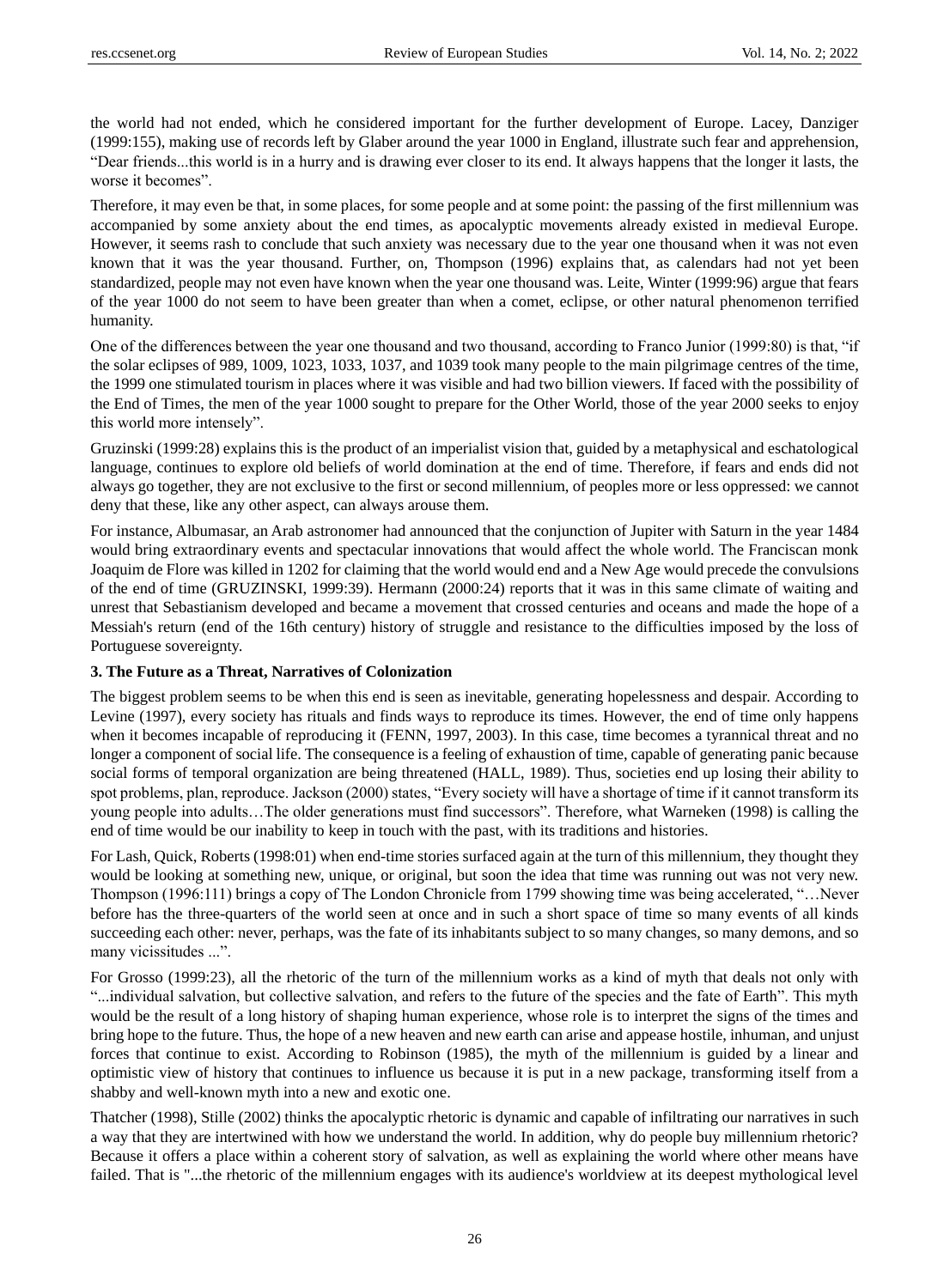the world had not ended, which he considered important for the further development of Europe. Lacey, Danziger (1999:155), making use of records left by Glaber around the year 1000 in England, illustrate such fear and apprehension, "Dear friends...this world is in a hurry and is drawing ever closer to its end. It always happens that the longer it lasts, the worse it becomes".

Therefore, it may even be that, in some places, for some people and at some point: the passing of the first millennium was accompanied by some anxiety about the end times, as apocalyptic movements already existed in medieval Europe. However, it seems rash to conclude that such anxiety was necessary due to the year one thousand when it was not even known that it was the year thousand. Further, on, Thompson (1996) explains that, as calendars had not yet been standardized, people may not even have known when the year one thousand was. Leite, Winter (1999:96) argue that fears of the year 1000 do not seem to have been greater than when a comet, eclipse, or other natural phenomenon terrified humanity.

One of the differences between the year one thousand and two thousand, according to Franco Junior (1999:80) is that, "if the solar eclipses of 989, 1009, 1023, 1033, 1037, and 1039 took many people to the main pilgrimage centres of the time, the 1999 one stimulated tourism in places where it was visible and had two billion viewers. If faced with the possibility of the End of Times, the men of the year 1000 sought to prepare for the Other World, those of the year 2000 seeks to enjoy this world more intensely".

Gruzinski (1999:28) explains this is the product of an imperialist vision that, guided by a metaphysical and eschatological language, continues to explore old beliefs of world domination at the end of time. Therefore, if fears and ends did not always go together, they are not exclusive to the first or second millennium, of peoples more or less oppressed: we cannot deny that these, like any other aspect, can always arouse them.

For instance, Albumasar, an Arab astronomer had announced that the conjunction of Jupiter with Saturn in the year 1484 would bring extraordinary events and spectacular innovations that would affect the whole world. The Franciscan monk Joaquim de Flore was killed in 1202 for claiming that the world would end and a New Age would precede the convulsions of the end of time (GRUZINSKI, 1999:39). Hermann (2000:24) reports that it was in this same climate of waiting and unrest that Sebastianism developed and became a movement that crossed centuries and oceans and made the hope of a Messiah's return (end of the 16th century) history of struggle and resistance to the difficulties imposed by the loss of Portuguese sovereignty.

### 3. The Future as a Threat, Narratives of Colonization

The biggest problem seems to be when this end is seen as inevitable, generating hopelessness and despair. According to Levine (1997), every society has rituals and finds ways to reproduce its times. However, the end of time only happens when it becomes incapable of reproducing it (FENN, 1997, 2003). In this case, time becomes a tyrannical threat and no longer a component of social life. The consequence is a feeling of exhaustion of time, capable of generating panic because social forms of temporal organization are being threatened (HALL, 1989). Thus, societies end up losing their ability to spot problems, plan, reproduce. Jackson (2000) states, "Every society will have a shortage of time if it cannot transform its young people into adults…The older generations must find successors". Therefore, what Warneken (1998) is calling the end of time would be our inability to keep in touch with the past, with its traditions and histories.

For Lash, Quick, Roberts (1998:01) when end-time stories surfaced again at the turn of this millennium, they thought they would be looking at something new, unique, or original, but soon the idea that time was running out was not very new. Thompson (1996:111) brings a copy of The London Chronicle from 1799 showing time was being accelerated, "…Never before has the three-quarters of the world seen at once and in such a short space of time so many events of all kinds succeeding each other: never, perhaps, was the fate of its inhabitants subject to so many changes, so many demons, and so many vicissitudes ...".

For Grosso (1999:23), all the rhetoric of the turn of the millennium works as a kind of myth that deals not only with "...individual salvation, but collective salvation, and refers to the future of the species and the fate of Earth". This myth would be the result of a long history of shaping human experience, whose role is to interpret the signs of the times and bring hope to the future. Thus, the hope of a new heaven and new earth can arise and appease hostile, inhuman, and unjust forces that continue to exist. According to Robinson (1985), the myth of the millennium is guided by a linear and optimistic view of history that continues to influence us because it is put in a new package, transforming itself from a shabby and well-known myth into a new and exotic one.

Thatcher (1998), Stille (2002) thinks the apocalyptic rhetoric is dynamic and capable of infiltrating our narratives in such a way that they are intertwined with how we understand the world. In addition, why do people buy millennium rhetoric? Because it offers a place within a coherent story of salvation, as well as explaining the world where other means have failed. That is "...the rhetoric of the millennium engages with its audience's worldview at its deepest mythological level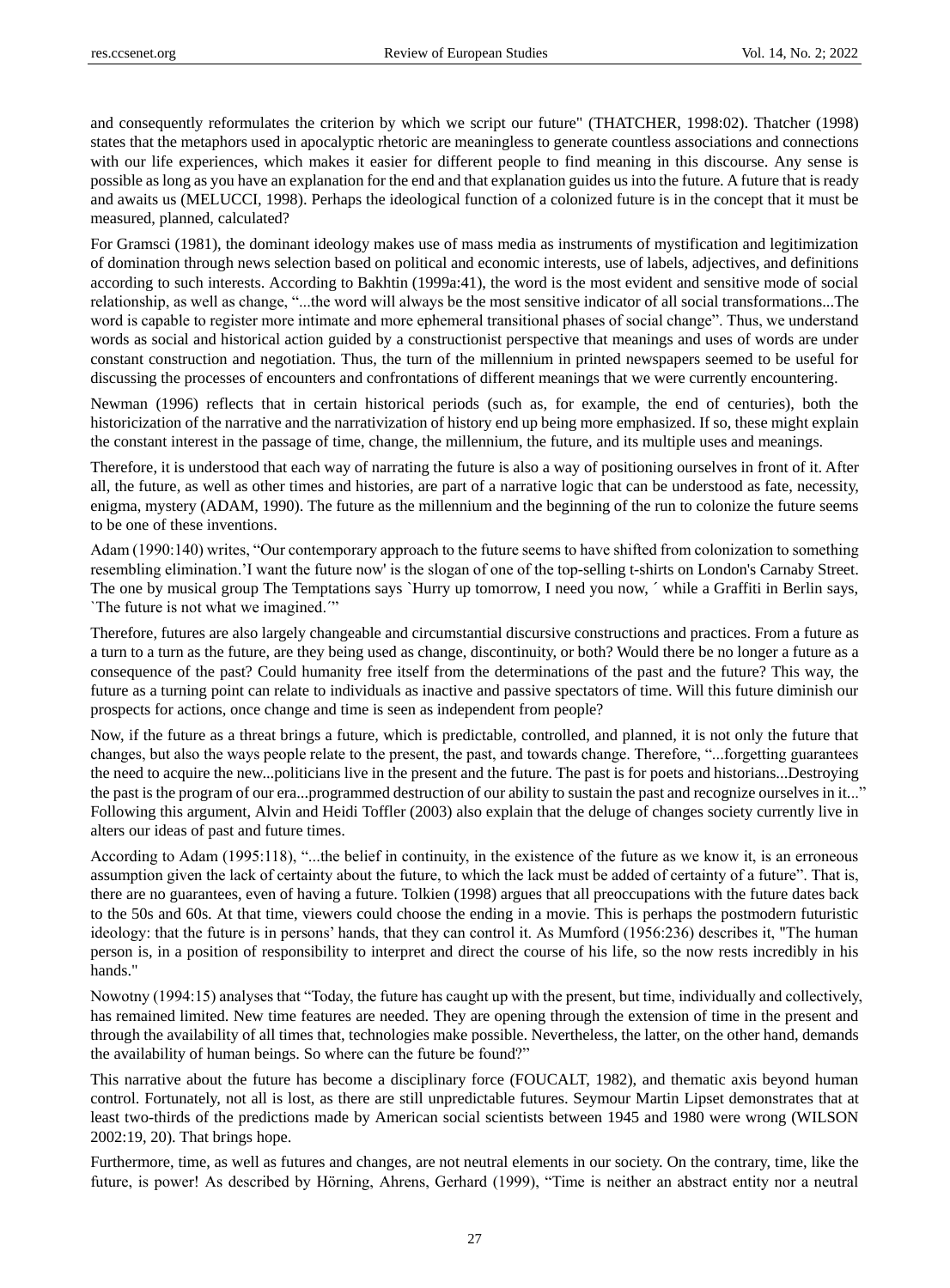and consequently reformulates the criterion by which we script our future" (THATCHER, 1998:02). Thatcher (1998) states that the metaphors used in apocalyptic rhetoric are meaningless to generate countless associations and connections with our life experiences, which makes it easier for different people to find meaning in this discourse. Any sense is possible as long as you have an explanation for the end and that explanation guides us into the future. A future that is ready and awaits us (MELUCCI, 1998). Perhaps the ideological function of a colonized future is in the concept that it must be measured, planned, calculated?

For Gramsci (1981), the dominant ideology makes use of mass media as instruments of mystification and legitimization of domination through news selection based on political and economic interests, use of labels, adjectives, and definitions according to such interests. According to Bakhtin (1999a:41), the word is the most evident and sensitive mode of social relationship, as well as change, "...the word will always be the most sensitive indicator of all social transformations...The word is capable to register more intimate and more ephemeral transitional phases of social change". Thus, we understand words as social and historical action guided by a constructionist perspective that meanings and uses of words are under constant construction and negotiation. Thus, the turn of the millennium in printed newspapers seemed to be useful for discussing the processes of encounters and confrontations of different meanings that we were currently encountering.

Newman (1996) reflects that in certain historical periods (such as, for example, the end of centuries), both the historicization of the narrative and the narrativization of history end up being more emphasized. If so, these might explain the constant interest in the passage of time, change, the millennium, the future, and its multiple uses and meanings.

Therefore, it is understood that each way of narrating the future is also a way of positioning ourselves in front of it. After all, the future, as well as other times and histories, are part of a narrative logic that can be understood as fate, necessity, enigma, mystery (ADAM, 1990). The future as the millennium and the beginning of the run to colonize the future seems to be one of these inventions.

Adam (1990:140) writes, "Our contemporary approach to the future seems to have shifted from colonization to something resembling elimination.'I want the future now' is the slogan of one of the top-selling t-shirts on London's Carnaby Street. The one by musical group The Temptations says `Hurry up tomorrow, I need you now,´ while a Graffiti in Berlin says, `The future is not what we imagined.´"

Therefore, futures are also largely changeable and circumstantial discursive constructions and practices. From a future as a turn to a turn as the future, are they being used as change, discontinuity, or both? Would there be no longer a future as a consequence of the past? Could humanity free itself from the determinations of the past and the future? This way, the future as a turning point can relate to individuals as inactive and passive spectators of time. Will this future diminish our prospects for actions, once change and time is seen as independent from people?

Now, if the future as a threat brings a future, which is predictable, controlled, and planned, it is not only the future that changes, but also the ways people relate to the present, the past, and towards change. Therefore, "...forgetting guarantees the need to acquire the new...politicians live in the present and the future. The past is for poets and historians...Destroying the past is the program of our era...programmed destruction of our ability to sustain the past and recognize ourselves in it..." Following this argument, Alvin and Heidi Toffler (2003) also explain that the deluge of changes society currently live in alters our ideas of past and future times.

According to Adam (1995:118), "...the belief in continuity, in the existence of the future as we know it, is an erroneous assumption given the lack of certainty about the future, to which the lack must be added of certainty of a future". That is, there are no guarantees, even of having a future. Tolkien (1998) argues that all preoccupations with the future dates back to the 50s and 60s. At that time, viewers could choose the ending in a movie. This is perhaps the postmodern futuristic ideology: that the future is in persons' hands, that they can control it. As Mumford (1956:236) describes it, "The human person is, in a position of responsibility to interpret and direct the course of his life, so the now rests incredibly in his hands."

Nowotny (1994:15) analyses that "Today, the future has caught up with the present, but time, individually and collectively, has remained limited. New time features are needed. They are opening through the extension of time in the present and through the availability of all times that, technologies make possible. Nevertheless, the latter, on the other hand, demands the availability of human beings. So where can the future be found?"

This narrative about the future has become a disciplinary force (FOUCALT, 1982), and thematic axis beyond human control. Fortunately, not all is lost, as there are still unpredictable futures. Seymour Martin Lipset demonstrates that at least two-thirds of the predictions made by American social scientists between 1945 and 1980 were wrong (WILSON 2002:19, 20). That brings hope.

Furthermore, time, as well as futures and changes, are not neutral elements in our society. On the contrary, time, like the future, is power! As described by Hörning, Ahrens, Gerhard (1999), "Time is neither an abstract entity nor a neutral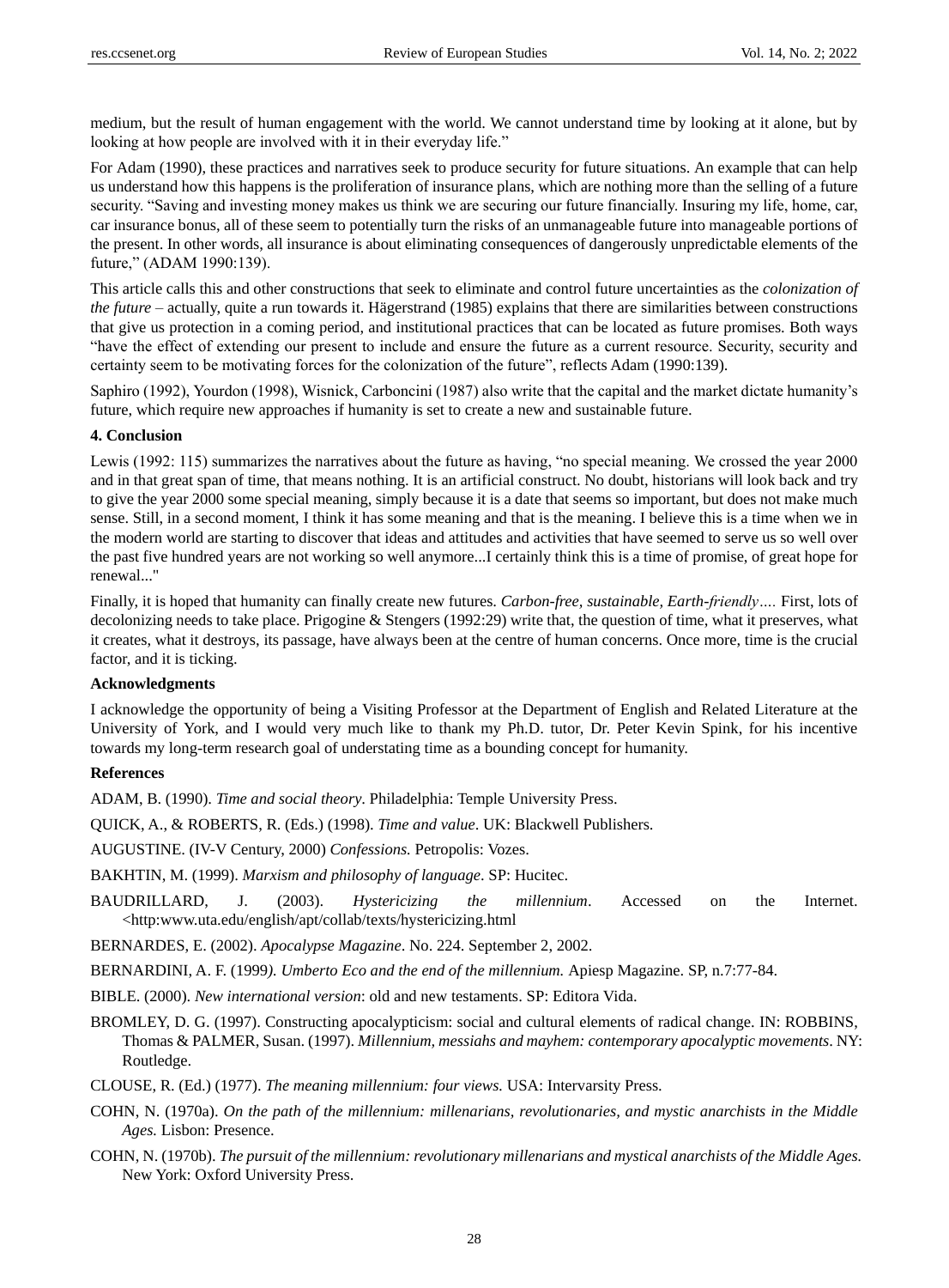medium, but the result of human engagement with the world. We cannot understand time by looking at it alone, but by looking at how people are involved with it in their everyday life."

For Adam (1990), these practices and narratives seek to produce security for future situations. An example that can help us understand how this happens is the proliferation of insurance plans, which are nothing more than the selling of a future security. "Saving and investing money makes us think we are securing our future financially. Insuring my life, home, car, car insurance bonus, all of these seem to potentially turn the risks of an unmanageable future into manageable portions of the present. In other words, all insurance is about eliminating consequences of dangerously unpredictable elements of the future," (ADAM 1990:139).

This article calls this and other constructions that seek to eliminate and control future uncertainties as the *colonization of the future* – actually, quite a run towards it. Hägerstrand (1985) explains that there are similarities between constructions that give us protection in a coming period, and institutional practices that can be located as future promises. Both ways "have the effect of extending our present to include and ensure the future as a current resource. Security, security and certainty seem to be motivating forces for the colonization of the future", reflects Adam (1990:139).

Saphiro (1992), Yourdon (1998), Wisnick, Carboncini (1987) also write that the capital and the market dictate humanity's future, which require new approaches if humanity is set to create a new and sustainable future.

### 4. Conclusion

Lewis (1992: 115) summarizes the narratives about the future as having, "no special meaning. We crossed the year 2000 and in that great span of time, that means nothing. It is an artificial construct. No doubt, historians will look back and try to give the year 2000 some special meaning, simply because it is a date that seems so important, but does not make much sense. Still, in a second moment, I think it has some meaning and that is the meaning. I believe this is a time when we in the modern world are starting to discover that ideas and attitudes and activities that have seemed to serve us so well over the past five hundred years are not working so well anymore...I certainly think this is a time of promise, of great hope for renewal..."

Finally, it is hoped that humanity can finally create new futures. *Carbon-free, sustainable, Earth-friendly….* First, lots of decolonizing needs to take place. Prigogine & Stengers (1992:29) write that, the question of time, what it preserves, what it creates, what it destroys, its passage, have always been at the centre of human concerns. Once more, time is the crucial factor, and it is ticking.

### Acknowledgments

I acknowledge the opportunity of being a Visiting Professor at the Department of English and Related Literature at the University of York, and I would very much like to thank my Ph.D. tutor, Dr. Peter Kevin Spink, for his incentive towards my long-term research goal of understating time as a bounding concept for humanity.

### References

ADAM, B. (1990). *Time and social theory*. Philadelphia: Temple University Press.

QUICK, A., & ROBERTS, R. (Eds.) (1998). *Time and value*. UK: Blackwell Publishers.

AUGUSTINE. (IV-V Century, 2000) *Confessions.* Petropolis: Vozes.

BAKHTIN, M. (1999). *Marxism and philosophy of language*. SP: Hucitec.

BAUDRILLARD, J. (2003). *Hystericizing the millennium*. Accessed on the Internet. <http:www.uta.edu/english/apt/collab/texts/hystericizing.html

BERNARDES, E. (2002). *Apocalypse Magazine*. No. 224. September 2, 2002.

BERNARDINI, A. F. (1999*). Umberto Eco and the end of the millennium.* Apiesp Magazine. SP, n.7:77-84.

BIBLE. (2000). *New international version*: old and new testaments. SP: Editora Vida.

BROMLEY, D. G. (1997). Constructing apocalypticism: social and cultural elements of radical change. IN: ROBBINS, Thomas & PALMER, Susan. (1997). *Millennium, messiahs and mayhem: contemporary apocalyptic movements*. NY: Routledge.

CLOUSE, R. (Ed.) (1977). *The meaning millennium: four views.* USA: Intervarsity Press.

COHN, N. (1970a). *On the path of the millennium: millenarians, revolutionaries, and mystic anarchists in the Middle Ages.* Lisbon: Presence.

COHN, N. (1970b). *The pursuit of the millennium: revolutionary millenarians and mystical anarchists of the Middle Ages.* New York: Oxford University Press.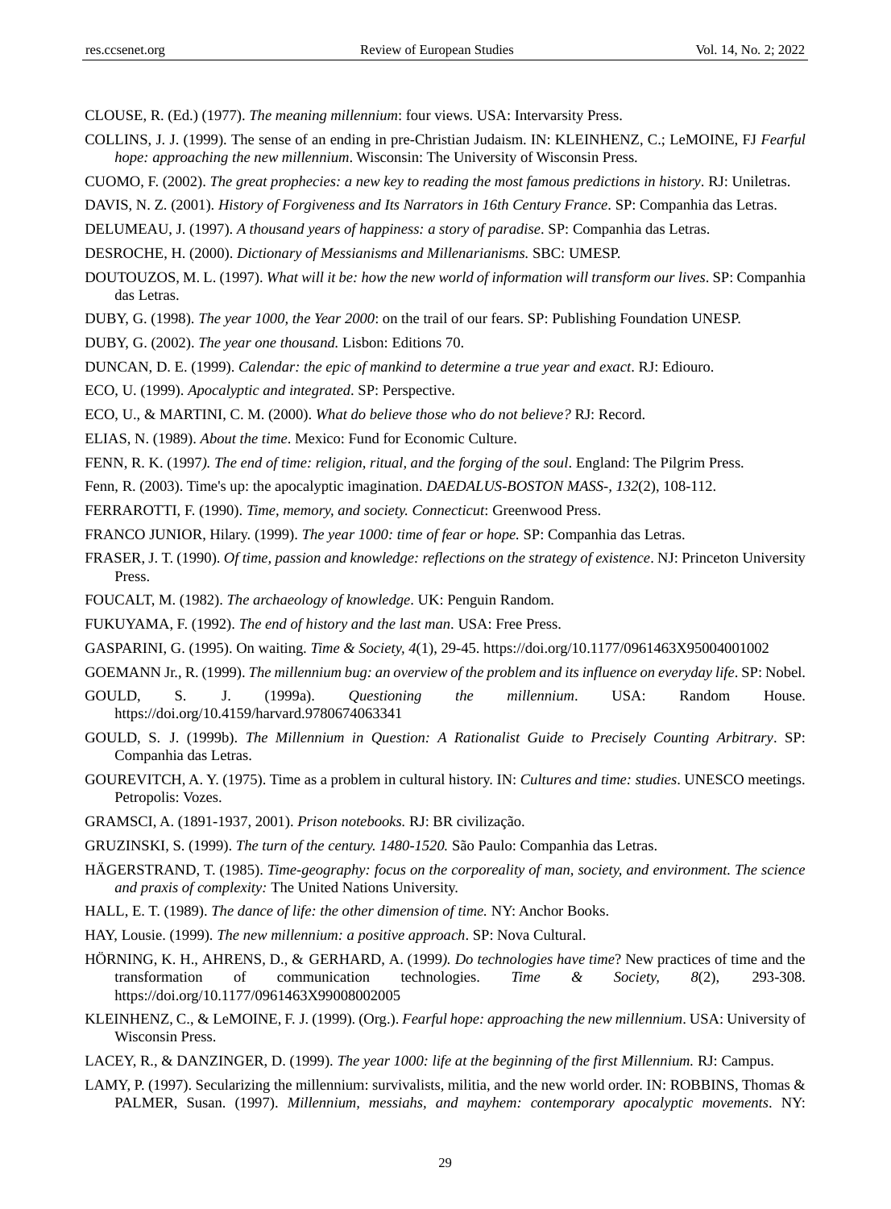CLOUSE, R. (Ed.) (1977). *The meaning millennium*: four views. USA: Intervarsity Press.

COLLINS, J. J. (1999). The sense of an ending in pre-Christian Judaism. IN: KLEINHENZ, C.; LeMOINE, FJ *Fearful hope: approaching the new millennium*. Wisconsin: The University of Wisconsin Press.

CUOMO, F. (2002). *The great prophecies: a new key to reading the most famous predictions in history*. RJ: Uniletras.

DAVIS, N. Z. (2001). *History of Forgiveness and Its Narrators in 16th Century France*. SP: Companhia das Letras.

DELUMEAU, J. (1997). *A thousand years of happiness: a story of paradise*. SP: Companhia das Letras.

DESROCHE, H. (2000). *Dictionary of Messianisms and Millenarianisms.* SBC: UMESP.

DOUTOUZOS, M. L. (1997). *What will it be: how the new world of information will transform our lives*. SP: Companhia das Letras.

DUBY, G. (1998). *The year 1000, the Year 2000*: on the trail of our fears. SP: Publishing Foundation UNESP.

DUBY, G. (2002). *The year one thousand.* Lisbon: Editions 70.

DUNCAN, D. E. (1999). *Calendar: the epic of mankind to determine a true year and exact*. RJ: Ediouro.

ECO, U. (1999). *Apocalyptic and integrated*. SP: Perspective.

ECO, U., & MARTINI, C. M. (2000). *What do believe those who do not believe?* RJ: Record.

ELIAS, N. (1989). *About the time*. Mexico: Fund for Economic Culture.

FENN, R. K. (1997*). The end of time: religion, ritual, and the forging of the soul*. England: The Pilgrim Press.

Fenn, R. (2003). Time's up: the apocalyptic imagination. *DAEDALUS-BOSTON MASS-, 132*(2), 108-112.

FERRAROTTI, F. (1990). *Time, memory, and society. Connecticut*: Greenwood Press.

FRANCO JUNIOR, Hilary. (1999). *The year 1000: time of fear or hope.* SP: Companhia das Letras.

FRASER, J. T. (1990). *Of time, passion and knowledge: reflections on the strategy of existence*. NJ: Princeton University Press.

FOUCALT, M. (1982). *The archaeology of knowledge*. UK: Penguin Random.

FUKUYAMA, F. (1992). *The end of history and the last man*. USA: Free Press.

GASPARINI, G. (1995). On waiting. *Time & Society, 4*(1), 29-45. https://doi.org/10.1177/0961463X95004001002

GOEMANN Jr., R. (1999). *The millennium bug: an overview of the problem and its influence on everyday life*. SP: Nobel.

GOULD, S. J. (1999a). *Questioning the millennium*. USA: Random House. https://doi.org/10.4159/harvard.9780674063341

GOULD, S. J. (1999b). *The Millennium in Question: A Rationalist Guide to Precisely Counting Arbitrary*. SP: Companhia das Letras.

GOUREVITCH, A. Y. (1975). Time as a problem in cultural history. IN: *Cultures and time: studies*. UNESCO meetings. Petropolis: Vozes.

GRAMSCI, A. (1891-1937, 2001). *Prison notebooks.* RJ: BR civilização.

GRUZINSKI, S. (1999). *The turn of the century. 1480-1520.* São Paulo: Companhia das Letras.

HÄGERSTRAND, T. (1985). *Time-geography: focus on the corporeality of man, society, and environment. The science and praxis of complexity:* The United Nations University.

HALL, E. T. (1989). *The dance of life: the other dimension of time.* NY: Anchor Books.

HAY, Lousie. (1999). *The new millennium: a positive approach*. SP: Nova Cultural.

HÖRNING, K. H., AHRENS, D., & GERHARD, A. (1999*). Do technologies have time*? New practices of time and the transformation of communication technologies. *Time & Society*, *8*(2), 293-308. https://doi.org/10.1177/0961463X99008002005

KLEINHENZ, C., & LeMOINE, F. J. (1999). (Org.). *Fearful hope: approaching the new millennium*. USA: University of Wisconsin Press.

LACEY, R., & DANZINGER, D. (1999). *The year 1000: life at the beginning of the first Millennium.* RJ: Campus.

LAMY, P. (1997). Secularizing the millennium: survivalists, militia, and the new world order. IN: ROBBINS, Thomas & PALMER, Susan. (1997). *Millennium, messiahs, and mayhem: contemporary apocalyptic movements*. NY: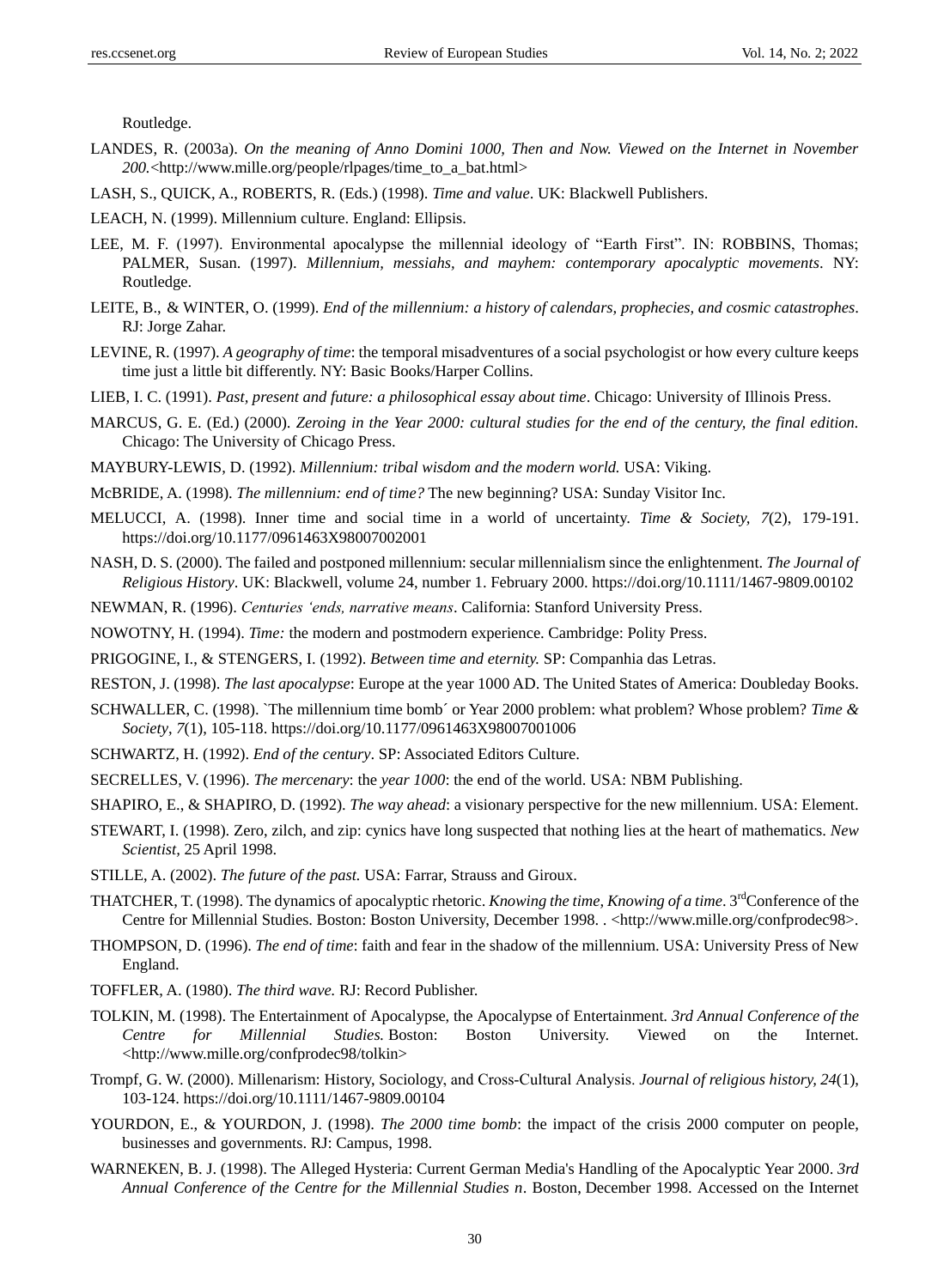Routledge.

LANDES, R. (2003a). *On the meaning of Anno Domini 1000, Then and Now. Viewed on the Internet in November 200.*<http://www.mille.org/people/rlpages/time_to_a_bat.html>

LASH, S., QUICK, A., ROBERTS, R. (Eds.) (1998). *Time and value*. UK: Blackwell Publishers.

LEACH, N. (1999). Millennium culture. England: Ellipsis.

LEE, M. F. (1997). Environmental apocalypse the millennial ideology of "Earth First". IN: ROBBINS, Thomas; PALMER, Susan. (1997). *Millennium, messiahs, and mayhem: contemporary apocalyptic movements*. NY: Routledge.

LEITE, B., & WINTER, O. (1999). *End of the millennium: a history of calendars, prophecies, and cosmic catastrophes*. RJ: Jorge Zahar.

LEVINE, R. (1997). *A geography of time*: the temporal misadventures of a social psychologist or how every culture keeps time just a little bit differently. NY: Basic Books/Harper Collins.

LIEB, I. C. (1991). *Past, present and future: a philosophical essay about time*. Chicago: University of Illinois Press.

MARCUS, G. E. (Ed.) (2000). *Zeroing in the Year 2000: cultural studies for the end of the century, the final edition*. Chicago: The University of Chicago Press.

MAYBURY-LEWIS, D. (1992). *Millennium: tribal wisdom and the modern world.* USA: Viking.

McBRIDE, A. (1998). *The millennium: end of time?* The new beginning? USA: Sunday Visitor Inc.

MELUCCI, A. (1998). Inner time and social time in a world of uncertainty. *Time & Society, 7*(2), 179-191. https://doi.org/10.1177/0961463X98007002001

NASH, D. S. (2000). The failed and postponed millennium: secular millennialism since the enlightenment. *The Journal of Religious History*. UK: Blackwell, volume 24, number 1. February 2000. https://doi.org/10.1111/1467-9809.00102

NEWMAN, R. (1996). *Centuries 'ends, narrative means*. California: Stanford University Press.

NOWOTNY, H. (1994). *Time:* the modern and postmodern experience. Cambridge: Polity Press.

PRIGOGINE, I., & STENGERS, I. (1992). *Between time and eternity.* SP: Companhia das Letras.

RESTON, J. (1998). *The last apocalypse*: Europe at the year 1000 AD. The United States of America: Doubleday Books.

SCHWALLER, C. (1998). `The millennium time bomb´ or Year 2000 problem: what problem? Whose problem? *Time & Society*, *7*(1), 105-118. https://doi.org/10.1177/0961463X98007001006

SCHWARTZ, H. (1992). *End of the century*. SP: Associated Editors Culture.

SECRELLES, V. (1996). *The mercenary*: the *year 1000*: the end of the world. USA: NBM Publishing.

SHAPIRO, E., & SHAPIRO, D. (1992). *The way ahead*: a visionary perspective for the new millennium. USA: Element.

STEWART, I. (1998). Zero, zilch, and zip: cynics have long suspected that nothing lies at the heart of mathematics. *New Scientist,* 25 April 1998.

STILLE, A. (2002). *The future of the past.* USA: Farrar, Strauss and Giroux.

THATCHER, T. (1998). The dynamics of apocalyptic rhetoric. *Knowing the time, Knowing of a time*. 3rdConference of the Centre for Millennial Studies. Boston: Boston University, December 1998. . <http://www.mille.org/confprodec98>.

THOMPSON, D. (1996). *The end of time*: faith and fear in the shadow of the millennium. USA: University Press of New England.

TOFFLER, A. (1980). *The third wave.* RJ: Record Publisher.

TOLKIN, M. (1998). The Entertainment of Apocalypse, the Apocalypse of Entertainment. *3rd Annual Conference of the Centre for Millennial Studies.* Boston: Boston University. Viewed on the Internet. <http://www.mille.org/confprodec98/tolkin>

Trompf, G. W. (2000). Millenarism: History, Sociology, and Cross-Cultural Analysis. *Journal of religious history, 24*(1), 103-124. https://doi.org/10.1111/1467-9809.00104

YOURDON, E., & YOURDON, J. (1998). *The 2000 time bomb*: the impact of the crisis 2000 computer on people, businesses and governments. RJ: Campus, 1998.

WARNEKEN, B. J. (1998). The Alleged Hysteria: Current German Media's Handling of the Apocalyptic Year 2000. *3rd Annual Conference of the Centre for the Millennial Studies n*. Boston, December 1998. Accessed on the Internet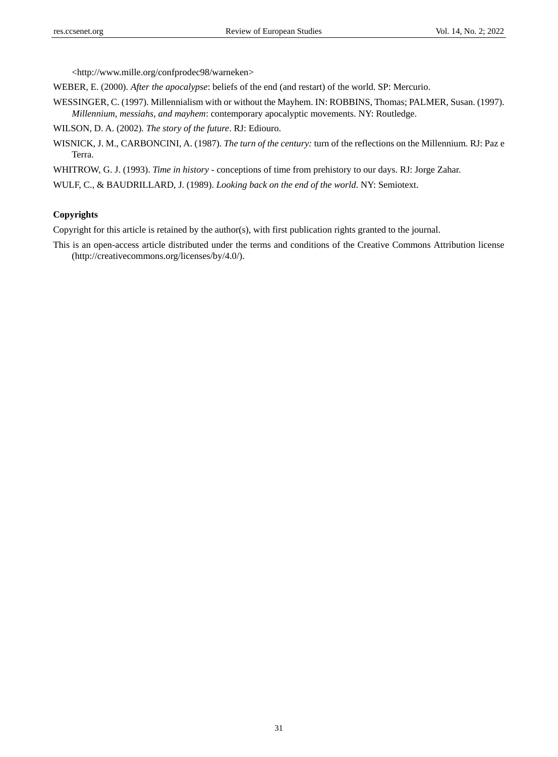<http://www.mille.org/confprodec98/warneken>

WEBER, E. (2000). *After the apocalypse*: beliefs of the end (and restart) of the world. SP: Mercurio.

WESSINGER, C. (1997). Millennialism with or without the Mayhem. IN: ROBBINS, Thomas; PALMER, Susan. (1997). *Millennium, messiahs, and mayhem*: contemporary apocalyptic movements. NY: Routledge.

WILSON, D. A. (2002). *The story of the future*. RJ: Ediouro.

WISNICK, J. M., CARBONCINI, A. (1987). *The turn of the century:* turn of the reflections on the Millennium. RJ: Paz e Terra.

WHITROW, G. J. (1993). *Time in history* - conceptions of time from prehistory to our days. RJ: Jorge Zahar.

WULF, C., & BAUDRILLARD, J. (1989). *Looking back on the end of the world*. NY: Semiotext.

**Copyrights**

Copyright for this article is retained by the author(s), with first publication rights granted to the journal.

This is an open-access article distributed under the terms and conditions of the Creative Commons Attribution license (http://creativecommons.org/licenses/by/4.0/).